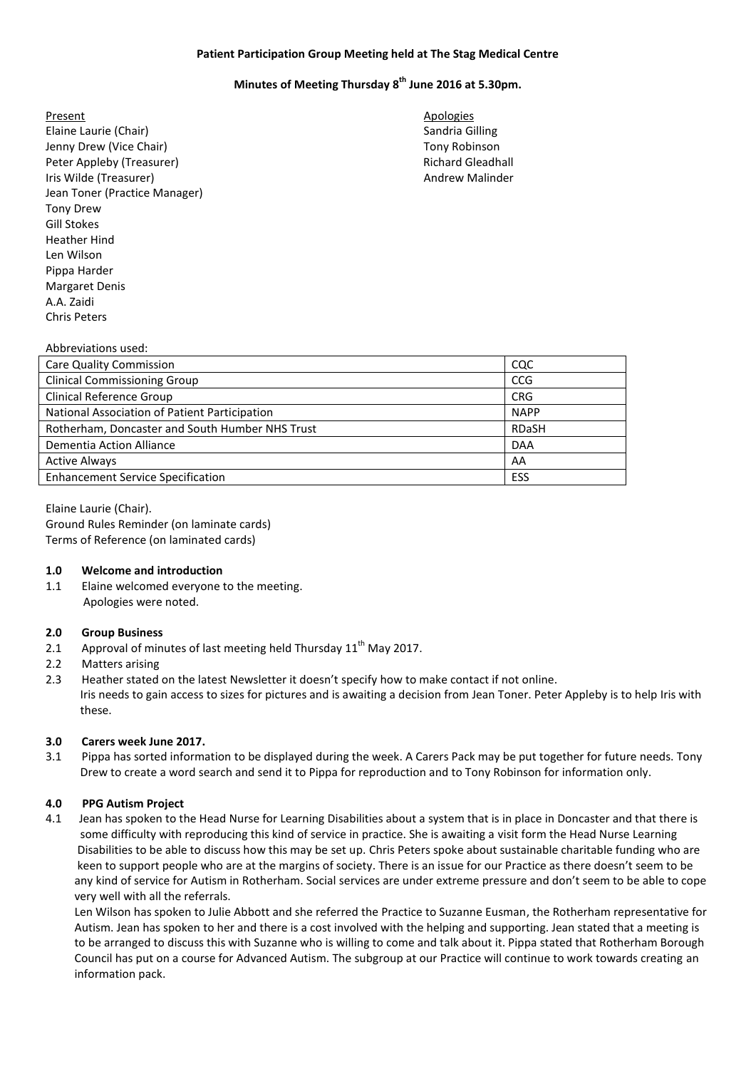**Patient Participation Group Meeting held at The Stag Medical Centre**

**Minutes of Meeting Thursday 8th June 2016 at 5.30pm.**

Present
Elaine Laurie (Chair)
Jenny Drew (Vice Chair)
Peter Appleby (Treasurer)
Iris Wilde (Treasurer)
Jean Toner (Practice Manager)
Tony Drew
Gill Stokes
Heather Hind
Len Wilson
Pippa Harder
Margaret Denis
A.A. Zaidi
Chris Peters

Apologies
Sandria Gilling
Tony Robinson
Richard Gleadhall
Andrew Malinder

Abbreviations used:

| | |
|---|---|
| Care Quality Commission | CQC |
| Clinical Commissioning Group | CCG |
| Clinical Reference Group | CRG |
| National Association of Patient Participation | NAPP |
| Rotherham, Doncaster and South Humber NHS Trust | RDaSH |
| Dementia Action Alliance | DAA |
| Active Always | AA |
| Enhancement Service Specification | ESS |

Elaine Laurie (Chair).
Ground Rules Reminder (on laminate cards)
Terms of Reference (on laminated cards)

**1.0 Welcome and introduction**

1.1 Elaine welcomed everyone to the meeting.
Apologies were noted.

**2.0 Group Business**

2.1 Approval of minutes of last meeting held Thursday 11th May 2017.

2.2 Matters arising

2.3 Heather stated on the latest Newsletter it doesn't specify how to make contact if not online.
Iris needs to gain access to sizes for pictures and is awaiting a decision from Jean Toner. Peter Appleby is to help Iris with these.

**3.0 Carers week June 2017.**

3.1 Pippa has sorted information to be displayed during the week. A Carers Pack may be put together for future needs. Tony Drew to create a word search and send it to Pippa for reproduction and to Tony Robinson for information only.

**4.0 PPG Autism Project**

4.1 Jean has spoken to the Head Nurse for Learning Disabilities about a system that is in place in Doncaster and that there is some difficulty with reproducing this kind of service in practice. She is awaiting a visit form the Head Nurse Learning Disabilities to be able to discuss how this may be set up. Chris Peters spoke about sustainable charitable funding who are keen to support people who are at the margins of society. There is an issue for our Practice as there doesn't seem to be any kind of service for Autism in Rotherham. Social services are under extreme pressure and don't seem to be able to cope very well with all the referrals.
Len Wilson has spoken to Julie Abbott and she referred the Practice to Suzanne Eusman, the Rotherham representative for Autism. Jean has spoken to her and there is a cost involved with the helping and supporting. Jean stated that a meeting is to be arranged to discuss this with Suzanne who is willing to come and talk about it. Pippa stated that Rotherham Borough Council has put on a course for Advanced Autism. The subgroup at our Practice will continue to work towards creating an information pack.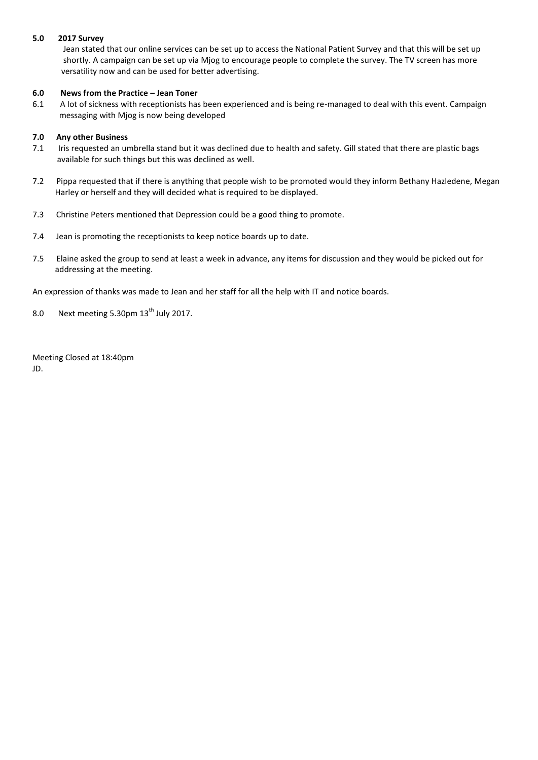**5.0 2017 Survey**

Jean stated that our online services can be set up to access the National Patient Survey and that this will be set up shortly. A campaign can be set up via Mjog to encourage people to complete the survey. The TV screen has more versatility now and can be used for better advertising.

**6.0 News from the Practice – Jean Toner**

6.1 A lot of sickness with receptionists has been experienced and is being re-managed to deal with this event. Campaign messaging with Mjog is now being developed

**7.0 Any other Business**

7.1 Iris requested an umbrella stand but it was declined due to health and safety. Gill stated that there are plastic bags available for such things but this was declined as well.

7.2 Pippa requested that if there is anything that people wish to be promoted would they inform Bethany Hazledene, Megan Harley or herself and they will decided what is required to be displayed.

7.3 Christine Peters mentioned that Depression could be a good thing to promote.

7.4 Jean is promoting the receptionists to keep notice boards up to date.

7.5 Elaine asked the group to send at least a week in advance, any items for discussion and they would be picked out for addressing at the meeting.

An expression of thanks was made to Jean and her staff for all the help with IT and notice boards.

8.0 Next meeting 5.30pm 13th July 2017.

Meeting Closed at 18:40pm
JD.